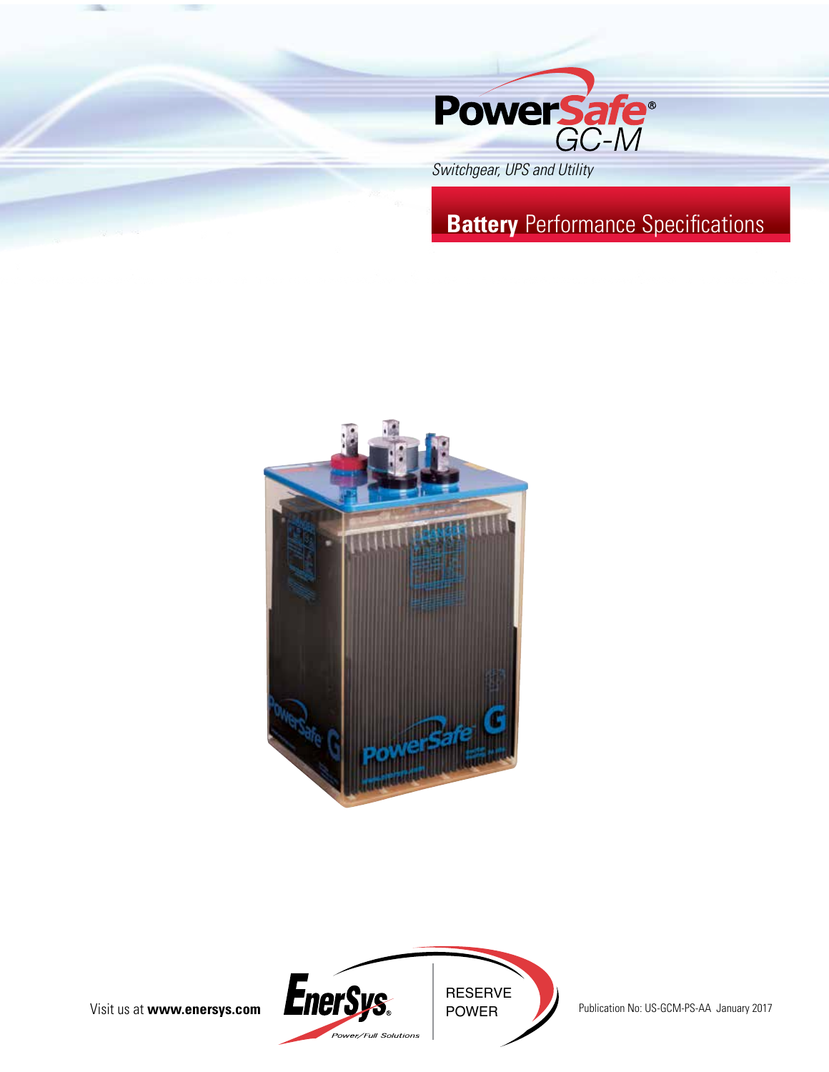# PowerSafe® GC-M

*Switchgear, UPS and Utility*

## **Battery** Performance Specifications

Visit us at **www.enersys.com**

EnerSys® Power/Full Solutions

RESERVE POWER

Publication No: US-GCM-PS-AA January 2017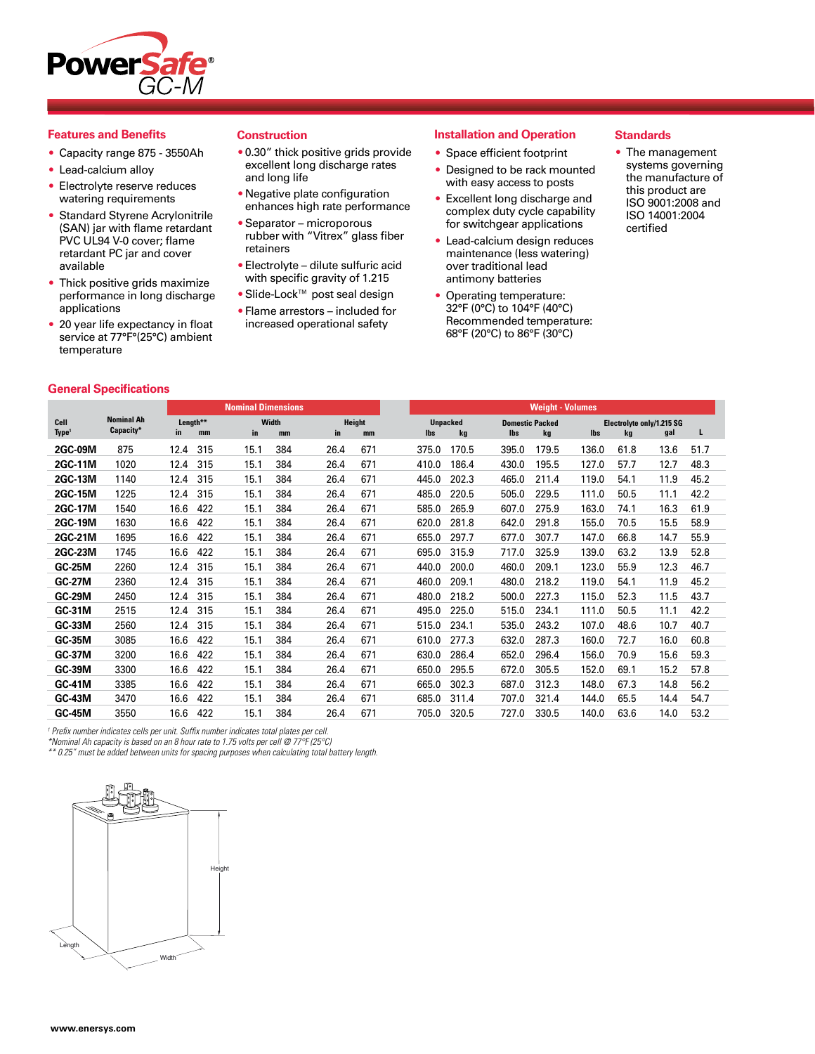# PowerSafe® GC-M

## Features and Benefits

- Capacity range 875 - 3550Ah
- Lead-calcium alloy
- Electrolyte reserve reduces watering requirements
- Standard Styrene Acrylonitrile (SAN) jar with flame retardant PVC UL94 V-0 cover; flame retardant PC jar and cover available
- Thick positive grids maximize performance in long discharge applications
- 20 year life expectancy in float service at 77°F°(25°C) ambient temperature

## Construction

- 0.30" thick positive grids provide excellent long discharge rates and long life
- Negative plate configuration enhances high rate performance
- Separator – microporous rubber with "Vitrex" glass fiber retainers
- Electrolyte – dilute sulfuric acid with specific gravity of 1.215
- Slide-Lock™ post seal design
- Flame arrestors – included for increased operational safety

## Installation and Operation

- Space efficient footprint
- Designed to be rack mounted with easy access to posts
- Excellent long discharge and complex duty cycle capability for switchgear applications
- Lead-calcium design reduces maintenance (less watering) over traditional lead antimony batteries
- Operating temperature: 32°F (0°C) to 104°F (40°C) Recommended temperature: 68°F (20°C) to 86°F (30°C)

## Standards

- The management systems governing the manufacture of this product are ISO 9001:2008 and ISO 14001:2004 certified

## General Specifications

| Cell Type[1] | Nominal Ah Capacity* | Nominal Dimensions | | | | | | Weight - Volumes | | | | | | | |
|---|---|---|---|---|---|---|---|---|---|---|---|---|---|---|---|
| | | Length** | | Width | | Height | | Unpacked | | Domestic Packed | | Electrolyte only/1.215 SG | | | |
| | | in | mm | in | mm | in | mm | lbs | kg | lbs | kg | lbs | kg | gal | L |
| 2GC-09M | 875 | 12.4 | 315 | 15.1 | 384 | 26.4 | 671 | 375.0 | 170.5 | 395.0 | 179.5 | 136.0 | 61.8 | 13.6 | 51.7 |
| 2GC-11M | 1020 | 12.4 | 315 | 15.1 | 384 | 26.4 | 671 | 410.0 | 186.4 | 430.0 | 195.5 | 127.0 | 57.7 | 12.7 | 48.3 |
| 2GC-13M | 1140 | 12.4 | 315 | 15.1 | 384 | 26.4 | 671 | 445.0 | 202.3 | 465.0 | 211.4 | 119.0 | 54.1 | 11.9 | 45.2 |
| 2GC-15M | 1225 | 12.4 | 315 | 15.1 | 384 | 26.4 | 671 | 485.0 | 220.5 | 505.0 | 229.5 | 111.0 | 50.5 | 11.1 | 42.2 |
| 2GC-17M | 1540 | 16.6 | 422 | 15.1 | 384 | 26.4 | 671 | 585.0 | 265.9 | 607.0 | 275.9 | 163.0 | 74.1 | 16.3 | 61.9 |
| 2GC-19M | 1630 | 16.6 | 422 | 15.1 | 384 | 26.4 | 671 | 620.0 | 281.8 | 642.0 | 291.8 | 155.0 | 70.5 | 15.5 | 58.9 |
| 2GC-21M | 1695 | 16.6 | 422 | 15.1 | 384 | 26.4 | 671 | 655.0 | 297.7 | 677.0 | 307.7 | 147.0 | 66.8 | 14.7 | 55.9 |
| 2GC-23M | 1745 | 16.6 | 422 | 15.1 | 384 | 26.4 | 671 | 695.0 | 315.9 | 717.0 | 325.9 | 139.0 | 63.2 | 13.9 | 52.8 |
| GC-25M | 2260 | 12.4 | 315 | 15.1 | 384 | 26.4 | 671 | 440.0 | 200.0 | 460.0 | 209.1 | 123.0 | 55.9 | 12.3 | 46.7 |
| GC-27M | 2360 | 12.4 | 315 | 15.1 | 384 | 26.4 | 671 | 460.0 | 209.1 | 480.0 | 218.2 | 119.0 | 54.1 | 11.9 | 45.2 |
| GC-29M | 2450 | 12.4 | 315 | 15.1 | 384 | 26.4 | 671 | 480.0 | 218.2 | 500.0 | 227.3 | 115.0 | 52.3 | 11.5 | 43.7 |
| GC-31M | 2515 | 12.4 | 315 | 15.1 | 384 | 26.4 | 671 | 495.0 | 225.0 | 515.0 | 234.1 | 111.0 | 50.5 | 11.1 | 42.2 |
| GC-33M | 2560 | 12.4 | 315 | 15.1 | 384 | 26.4 | 671 | 515.0 | 234.1 | 535.0 | 243.2 | 107.0 | 48.6 | 10.7 | 40.7 |
| GC-35M | 3085 | 16.6 | 422 | 15.1 | 384 | 26.4 | 671 | 610.0 | 277.3 | 632.0 | 287.3 | 160.0 | 72.7 | 16.0 | 60.8 |
| GC-37M | 3200 | 16.6 | 422 | 15.1 | 384 | 26.4 | 671 | 630.0 | 286.4 | 652.0 | 296.4 | 156.0 | 70.9 | 15.6 | 59.3 |
| GC-39M | 3300 | 16.6 | 422 | 15.1 | 384 | 26.4 | 671 | 650.0 | 295.5 | 672.0 | 305.5 | 152.0 | 69.1 | 15.2 | 57.8 |
| GC-41M | 3385 | 16.6 | 422 | 15.1 | 384 | 26.4 | 671 | 665.0 | 302.3 | 687.0 | 312.3 | 148.0 | 67.3 | 14.8 | 56.2 |
| GC-43M | 3470 | 16.6 | 422 | 15.1 | 384 | 26.4 | 671 | 685.0 | 311.4 | 707.0 | 321.4 | 144.0 | 65.5 | 14.4 | 54.7 |
| GC-45M | 3550 | 16.6 | 422 | 15.1 | 384 | 26.4 | 671 | 705.0 | 320.5 | 727.0 | 330.5 | 140.0 | 63.6 | 14.0 | 53.2 |

*[1] Prefix number indicates cells per unit. Suffix number indicates total plates per cell.*
*\*Nominal Ah capacity is based on an 8 hour rate to 1.75 volts per cell @ 77°F (25°C)*
*\*\* 0.25" must be added between units for spacing purposes when calculating total battery length.*

Height
Length
Width

www.enersys.com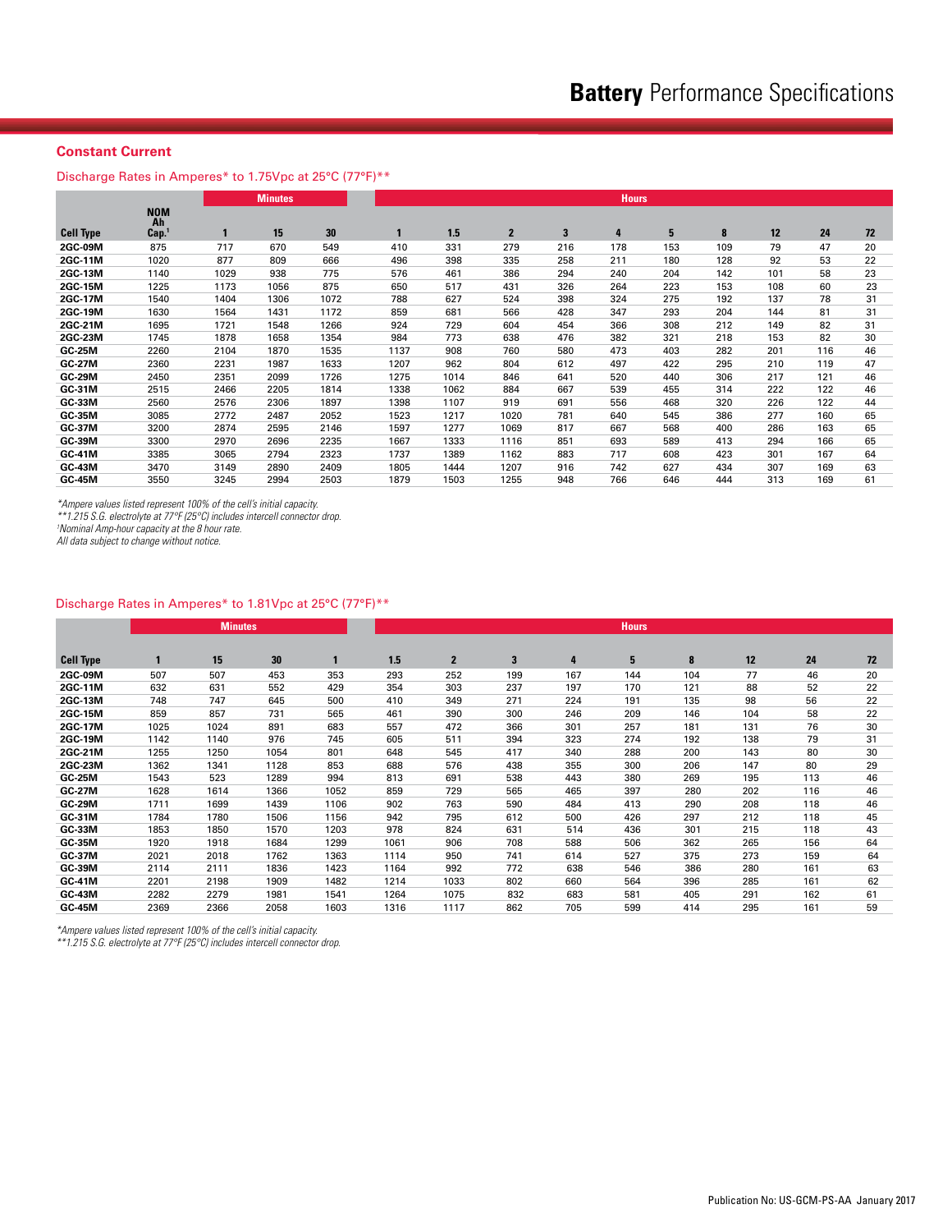# **Battery** Performance Specifications

## Constant Current

### Discharge Rates in Amperes* to 1.75Vpc at 25°C (77°F)**

| | | Minutes | | | Hours | | | | | | | | | |
|---|---|---|---|---|---|---|---|---|---|---|---|---|---|---|
| **Cell Type** | **NOM Ah Cap.**[1] | **1** | **15** | **30** | **1** | **1.5** | **2** | **3** | **4** | **5** | **8** | **12** | **24** | **72** |
| **2GC-09M** | 875 | 717 | 670 | 549 | 410 | 331 | 279 | 216 | 178 | 153 | 109 | 79 | 47 | 20 |
| **2GC-11M** | 1020 | 877 | 809 | 666 | 496 | 398 | 335 | 258 | 211 | 180 | 128 | 92 | 53 | 22 |
| **2GC-13M** | 1140 | 1029 | 938 | 775 | 576 | 461 | 386 | 294 | 240 | 204 | 142 | 101 | 58 | 23 |
| **2GC-15M** | 1225 | 1173 | 1056 | 875 | 650 | 517 | 431 | 326 | 264 | 223 | 153 | 108 | 60 | 23 |
| **2GC-17M** | 1540 | 1404 | 1306 | 1072 | 788 | 627 | 524 | 398 | 324 | 275 | 192 | 137 | 78 | 31 |
| **2GC-19M** | 1630 | 1564 | 1431 | 1172 | 859 | 681 | 566 | 428 | 347 | 293 | 204 | 144 | 81 | 31 |
| **2GC-21M** | 1695 | 1721 | 1548 | 1266 | 924 | 729 | 604 | 454 | 366 | 308 | 212 | 149 | 82 | 31 |
| **2GC-23M** | 1745 | 1878 | 1658 | 1354 | 984 | 773 | 638 | 476 | 382 | 321 | 218 | 153 | 82 | 30 |
| **GC-25M** | 2260 | 2104 | 1870 | 1535 | 1137 | 908 | 760 | 580 | 473 | 403 | 282 | 201 | 116 | 46 |
| **GC-27M** | 2360 | 2231 | 1987 | 1633 | 1207 | 962 | 804 | 612 | 497 | 422 | 295 | 210 | 119 | 47 |
| **GC-29M** | 2450 | 2351 | 2099 | 1726 | 1275 | 1014 | 846 | 641 | 520 | 440 | 306 | 217 | 121 | 46 |
| **GC-31M** | 2515 | 2466 | 2205 | 1814 | 1338 | 1062 | 884 | 667 | 539 | 455 | 314 | 222 | 122 | 46 |
| **GC-33M** | 2560 | 2576 | 2306 | 1897 | 1398 | 1107 | 919 | 691 | 556 | 468 | 320 | 226 | 122 | 44 |
| **GC-35M** | 3085 | 2772 | 2487 | 2052 | 1523 | 1217 | 1020 | 781 | 640 | 545 | 386 | 277 | 160 | 65 |
| **GC-37M** | 3200 | 2874 | 2595 | 2146 | 1597 | 1277 | 1069 | 817 | 667 | 568 | 400 | 286 | 163 | 65 |
| **GC-39M** | 3300 | 2970 | 2696 | 2235 | 1667 | 1333 | 1116 | 851 | 693 | 589 | 413 | 294 | 166 | 65 |
| **GC-41M** | 3385 | 3065 | 2794 | 2323 | 1737 | 1389 | 1162 | 883 | 717 | 608 | 423 | 301 | 167 | 64 |
| **GC-43M** | 3470 | 3149 | 2890 | 2409 | 1805 | 1444 | 1207 | 916 | 742 | 627 | 434 | 307 | 169 | 63 |
| **GC-45M** | 3550 | 3245 | 2994 | 2503 | 1879 | 1503 | 1255 | 948 | 766 | 646 | 444 | 313 | 169 | 61 |

*\*Ampere values listed represent 100% of the cell's initial capacity.*
*\*\*1.215 S.G. electrolyte at 77°F (25°C) includes intercell connector drop.*
*[1]Nominal Amp-hour capacity at the 8 hour rate.*
*All data subject to change without notice.*

### Discharge Rates in Amperes* to 1.81Vpc at 25°C (77°F)**

| | Minutes | | | Hours | | | | | | | | | |
|---|---|---|---|---|---|---|---|---|---|---|---|---|---|
| **Cell Type** | **1** | **15** | **30** | **1** | **1.5** | **2** | **3** | **4** | **5** | **8** | **12** | **24** | **72** |
| **2GC-09M** | 507 | 507 | 453 | 353 | 293 | 252 | 199 | 167 | 144 | 104 | 77 | 46 | 20 |
| **2GC-11M** | 632 | 631 | 552 | 429 | 354 | 303 | 237 | 197 | 170 | 121 | 88 | 52 | 22 |
| **2GC-13M** | 748 | 747 | 645 | 500 | 410 | 349 | 271 | 224 | 191 | 135 | 98 | 56 | 22 |
| **2GC-15M** | 859 | 857 | 731 | 565 | 461 | 390 | 300 | 246 | 209 | 146 | 104 | 58 | 22 |
| **2GC-17M** | 1025 | 1024 | 891 | 683 | 557 | 472 | 366 | 301 | 257 | 181 | 131 | 76 | 30 |
| **2GC-19M** | 1142 | 1140 | 976 | 745 | 605 | 511 | 394 | 323 | 274 | 192 | 138 | 79 | 31 |
| **2GC-21M** | 1255 | 1250 | 1054 | 801 | 648 | 545 | 417 | 340 | 288 | 200 | 143 | 80 | 30 |
| **2GC-23M** | 1362 | 1341 | 1128 | 853 | 688 | 576 | 438 | 355 | 300 | 206 | 147 | 80 | 29 |
| **GC-25M** | 1543 | 523 | 1289 | 994 | 813 | 691 | 538 | 443 | 380 | 269 | 195 | 113 | 46 |
| **GC-27M** | 1628 | 1614 | 1366 | 1052 | 859 | 729 | 565 | 465 | 397 | 280 | 202 | 116 | 46 |
| **GC-29M** | 1711 | 1699 | 1439 | 1106 | 902 | 763 | 590 | 484 | 413 | 290 | 208 | 118 | 46 |
| **GC-31M** | 1784 | 1780 | 1506 | 1156 | 942 | 795 | 612 | 500 | 426 | 297 | 212 | 118 | 45 |
| **GC-33M** | 1853 | 1850 | 1570 | 1203 | 978 | 824 | 631 | 514 | 436 | 301 | 215 | 118 | 43 |
| **GC-35M** | 1920 | 1918 | 1684 | 1299 | 1061 | 906 | 708 | 588 | 506 | 362 | 265 | 156 | 64 |
| **GC-37M** | 2021 | 2018 | 1762 | 1363 | 1114 | 950 | 741 | 614 | 527 | 375 | 273 | 159 | 64 |
| **GC-39M** | 2114 | 2111 | 1836 | 1423 | 1164 | 992 | 772 | 638 | 546 | 386 | 280 | 161 | 63 |
| **GC-41M** | 2201 | 2198 | 1909 | 1482 | 1214 | 1033 | 802 | 660 | 564 | 396 | 285 | 161 | 62 |
| **GC-43M** | 2282 | 2279 | 1981 | 1541 | 1264 | 1075 | 832 | 683 | 581 | 405 | 291 | 162 | 61 |
| **GC-45M** | 2369 | 2366 | 2058 | 1603 | 1316 | 1117 | 862 | 705 | 599 | 414 | 295 | 161 | 59 |

*\*Ampere values listed represent 100% of the cell's initial capacity.*
*\*\*1.215 S.G. electrolyte at 77°F (25°C) includes intercell connector drop.*

Publication No: US-GCM-PS-AA January 2017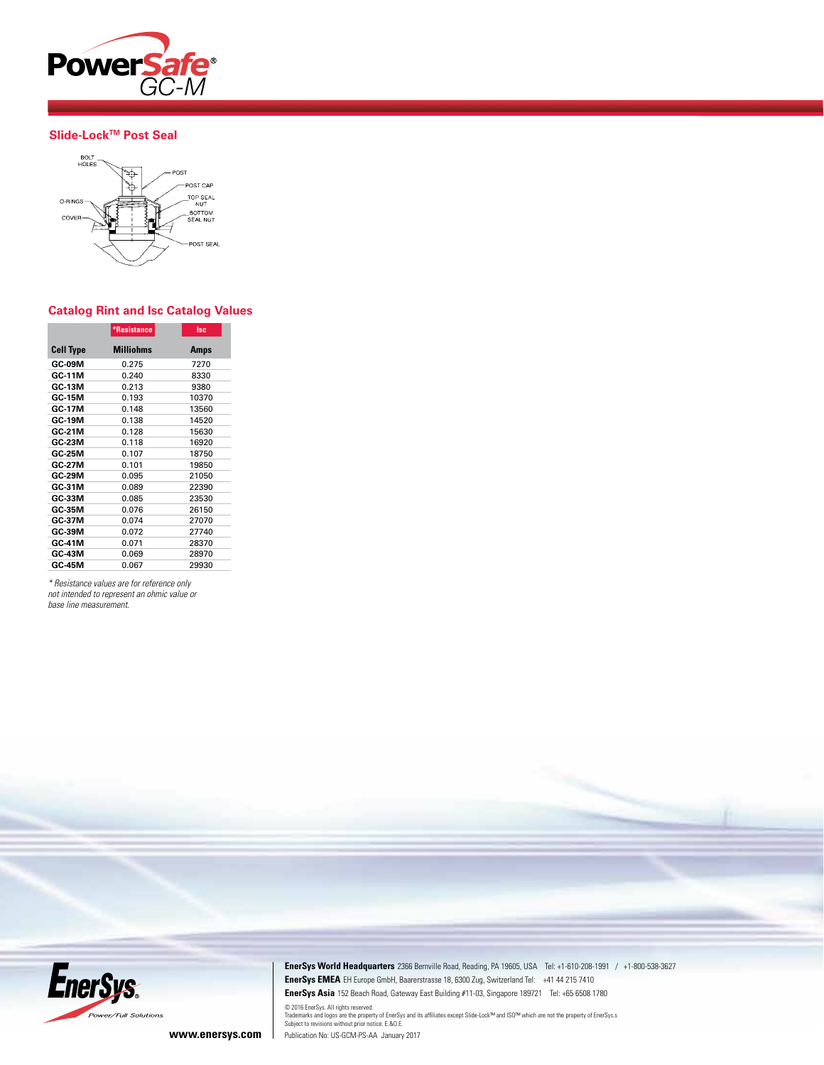PowerSafe® GC-M

## Slide-Lock™ Post Seal

BOLT HOLES
POST
POST CAP
TOP SEAL NUT
O-RINGS
COVER
BOTTOM SEAL NUT
POST SEAL

## Catalog Rint and Isc Catalog Values

| | *Resistance | Isc |
|---|---|---|
| **Cell Type** | **Milliohms** | **Amps** |
| **GC-09M** | 0.275 | 7270 |
| **GC-11M** | 0.240 | 8330 |
| **GC-13M** | 0.213 | 9380 |
| **GC-15M** | 0.193 | 10370 |
| **GC-17M** | 0.148 | 13560 |
| **GC-19M** | 0.138 | 14520 |
| **GC-21M** | 0.128 | 15630 |
| **GC-23M** | 0.118 | 16920 |
| **GC-25M** | 0.107 | 18750 |
| **GC-27M** | 0.101 | 19850 |
| **GC-29M** | 0.095 | 21050 |
| **GC-31M** | 0.089 | 22390 |
| **GC-33M** | 0.085 | 23530 |
| **GC-35M** | 0.076 | 26150 |
| **GC-37M** | 0.074 | 27070 |
| **GC-39M** | 0.072 | 27740 |
| **GC-41M** | 0.071 | 28370 |
| **GC-43M** | 0.069 | 28970 |
| **GC-45M** | 0.067 | 29930 |

*\* Resistance values are for reference only not intended to represent an ohmic value or base line measurement.*

EnerSys® Power/Full Solutions

www.enersys.com

**EnerSys World Headquarters** 2366 Bernville Road, Reading, PA 19605, USA Tel: +1-610-208-1991 / +1-800-538-3627

**EnerSys EMEA** EH Europe GmbH, Baarerstrasse 18, 6300 Zug, Switzerland Tel: +41 44 215 7410

**EnerSys Asia** 152 Beach Road, Gateway East Building #11-03, Singapore 189721 Tel: +65 6508 1780

© 2016 EnerSys. All rights reserved.
Trademarks and logos are the property of EnerSys and its affiliates except Slide-Lock™ and ISO™ which are not the property of EnerSys.s
Subject to revisions without prior notice. E.&O.E.

Publication No: US-GCM-PS-AA January 2017